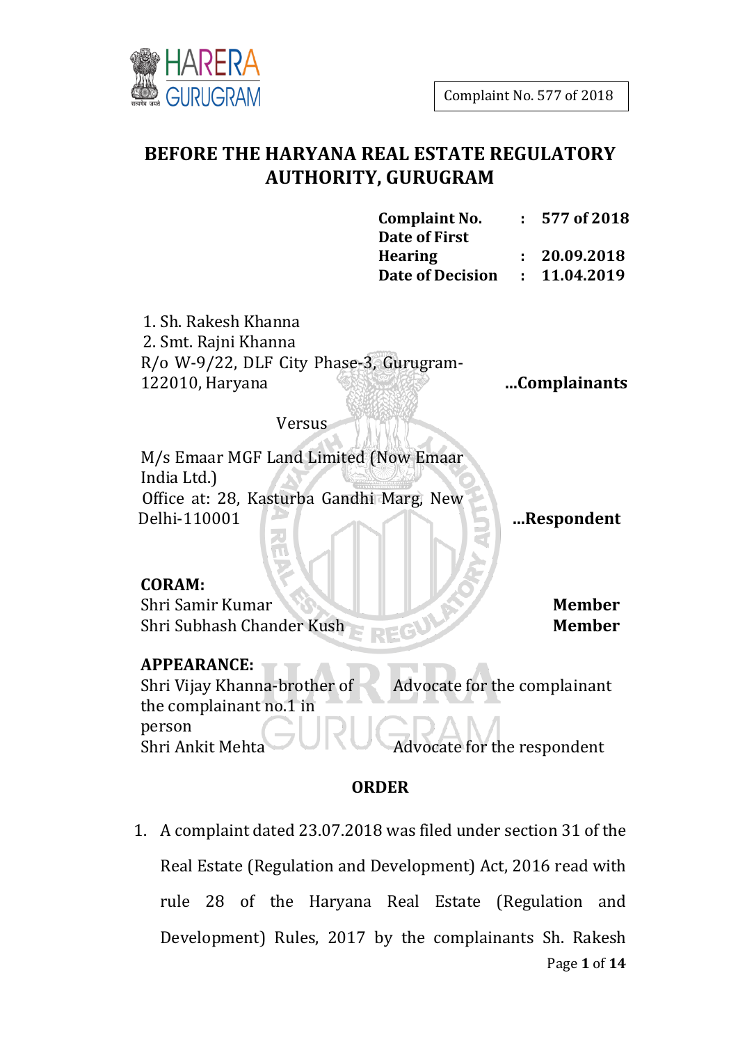Complaint No. 577 of 2018

# BEFORE THE HARYANA REAL ESTATE REGULATORY AUTHORITY, GURUGRAM

| | | |
|---|---|---|
| **Complaint No.** | : | **577 of 2018** |
| **Date of First Hearing** | : | **20.09.2018** |
| **Date of Decision** | : | **11.04.2019** |

1. Sh. Rakesh Khanna
2. Smt. Rajni Khanna

R/o W-9/22, DLF City Phase-3, Gurugram-122010, Haryana **...Complainants**

Versus

M/s Emaar MGF Land Limited (Now Emaar India Ltd.)
Office at: 28, Kasturba Gandhi Marg, New Delhi-110001 **...Respondent**

**CORAM:**

| | |
|---|---|
| Shri Samir Kumar | **Member** |
| Shri Subhash Chander Kush | **Member** |

**APPEARANCE:**

| | |
|---|---|
| Shri Vijay Khanna-brother of the complainant no.1 in person | Advocate for the complainant |
| Shri Ankit Mehta | Advocate for the respondent |

## ORDER

1. A complaint dated 23.07.2018 was filed under section 31 of the Real Estate (Regulation and Development) Act, 2016 read with rule 28 of the Haryana Real Estate (Regulation and Development) Rules, 2017 by the complainants Sh. Rakesh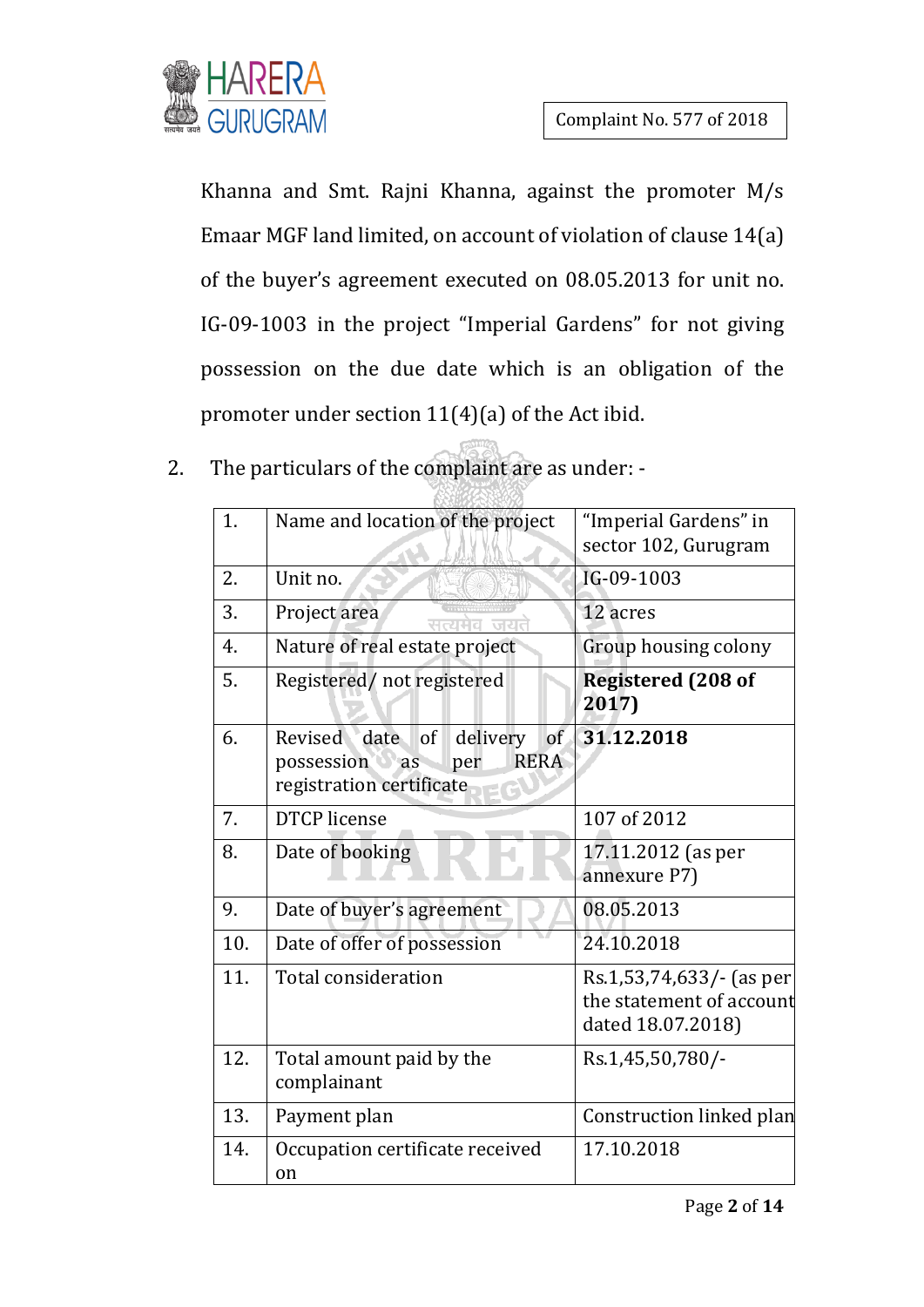Khanna and Smt. Rajni Khanna, against the promoter M/s Emaar MGF land limited, on account of violation of clause 14(a) of the buyer's agreement executed on 08.05.2013 for unit no. IG-09-1003 in the project "Imperial Gardens" for not giving possession on the due date which is an obligation of the promoter under section 11(4)(a) of the Act ibid.

2. The particulars of the complaint are as under: -

| | | |
|---|---|---|
| 1. | Name and location of the project | "Imperial Gardens" in sector 102, Gurugram |
| 2. | Unit no. | IG-09-1003 |
| 3. | Project area | 12 acres |
| 4. | Nature of real estate project | Group housing colony |
| 5. | Registered/ not registered | **Registered (208 of 2017)** |
| 6. | Revised date of delivery of possession as per RERA registration certificate | **31.12.2018** |
| 7. | DTCP license | 107 of 2012 |
| 8. | Date of booking | 17.11.2012 (as per annexure P7) |
| 9. | Date of buyer's agreement | 08.05.2013 |
| 10. | Date of offer of possession | 24.10.2018 |
| 11. | Total consideration | Rs.1,53,74,633/- (as per the statement of account dated 18.07.2018) |
| 12. | Total amount paid by the complainant | Rs.1,45,50,780/- |
| 13. | Payment plan | Construction linked plan |
| 14. | Occupation certificate received on | 17.10.2018 |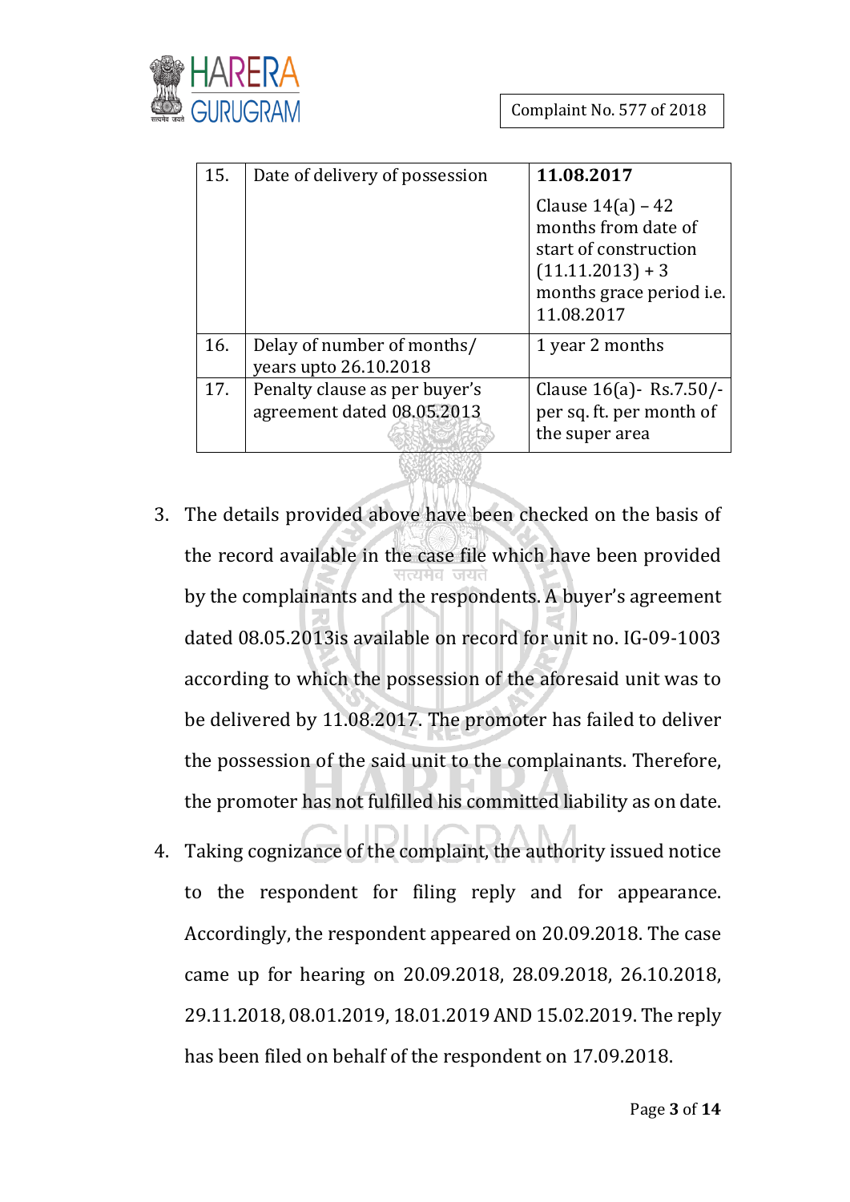| 15. | Date of delivery of possession | **11.08.2017**<br><br>Clause 14(a) – 42 months from date of start of construction (11.11.2013) + 3 months grace period i.e. 11.08.2017 |
|---|---|---|
| 16. | Delay of number of months/ years upto 26.10.2018 | 1 year 2 months |
| 17. | Penalty clause as per buyer's agreement dated 08.05.2013 | Clause 16(a)- Rs.7.50/- per sq. ft. per month of the super area |

3. The details provided above have been checked on the basis of the record available in the case file which have been provided by the complainants and the respondents. A buyer's agreement dated 08.05.2013is available on record for unit no. IG-09-1003 according to which the possession of the aforesaid unit was to be delivered by 11.08.2017. The promoter has failed to deliver the possession of the said unit to the complainants. Therefore, the promoter has not fulfilled his committed liability as on date.

4. Taking cognizance of the complaint, the authority issued notice to the respondent for filing reply and for appearance. Accordingly, the respondent appeared on 20.09.2018. The case came up for hearing on 20.09.2018, 28.09.2018, 26.10.2018, 29.11.2018, 08.01.2019, 18.01.2019 AND 15.02.2019. The reply has been filed on behalf of the respondent on 17.09.2018.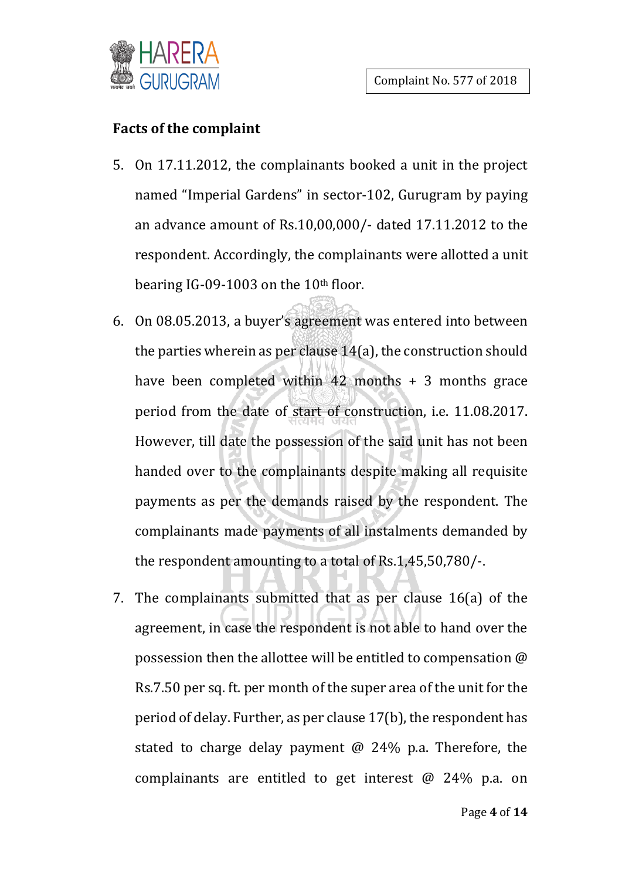**Facts of the complaint**

5. On 17.11.2012, the complainants booked a unit in the project named "Imperial Gardens" in sector-102, Gurugram by paying an advance amount of Rs.10,00,000/- dated 17.11.2012 to the respondent. Accordingly, the complainants were allotted a unit bearing IG-09-1003 on the 10th floor.

6. On 08.05.2013, a buyer's agreement was entered into between the parties wherein as per clause 14(a), the construction should have been completed within 42 months + 3 months grace period from the date of start of construction, i.e. 11.08.2017. However, till date the possession of the said unit has not been handed over to the complainants despite making all requisite payments as per the demands raised by the respondent. The complainants made payments of all instalments demanded by the respondent amounting to a total of Rs.1,45,50,780/-.

7. The complainants submitted that as per clause 16(a) of the agreement, in case the respondent is not able to hand over the possession then the allottee will be entitled to compensation @ Rs.7.50 per sq. ft. per month of the super area of the unit for the period of delay. Further, as per clause 17(b), the respondent has stated to charge delay payment @ 24% p.a. Therefore, the complainants are entitled to get interest @ 24% p.a. on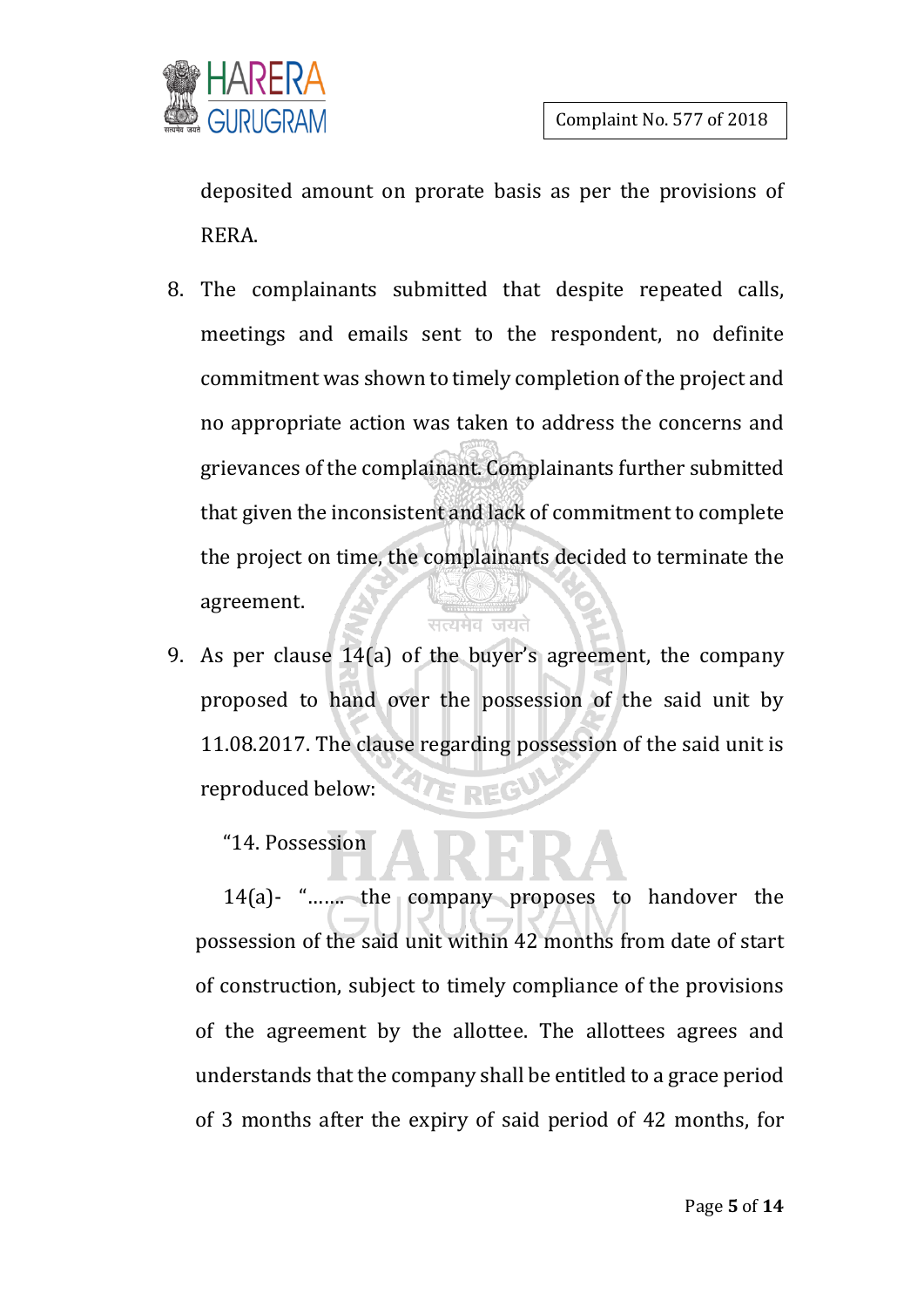deposited amount on prorate basis as per the provisions of RERA.

8. The complainants submitted that despite repeated calls, meetings and emails sent to the respondent, no definite commitment was shown to timely completion of the project and no appropriate action was taken to address the concerns and grievances of the complainant. Complainants further submitted that given the inconsistent and lack of commitment to complete the project on time, the complainants decided to terminate the agreement.

9. As per clause 14(a) of the buyer's agreement, the company proposed to hand over the possession of the said unit by 11.08.2017. The clause regarding possession of the said unit is reproduced below:

"14. Possession

14(a)- "……. the company proposes to handover the possession of the said unit within 42 months from date of start of construction, subject to timely compliance of the provisions of the agreement by the allottee. The allottees agrees and understands that the company shall be entitled to a grace period of 3 months after the expiry of said period of 42 months, for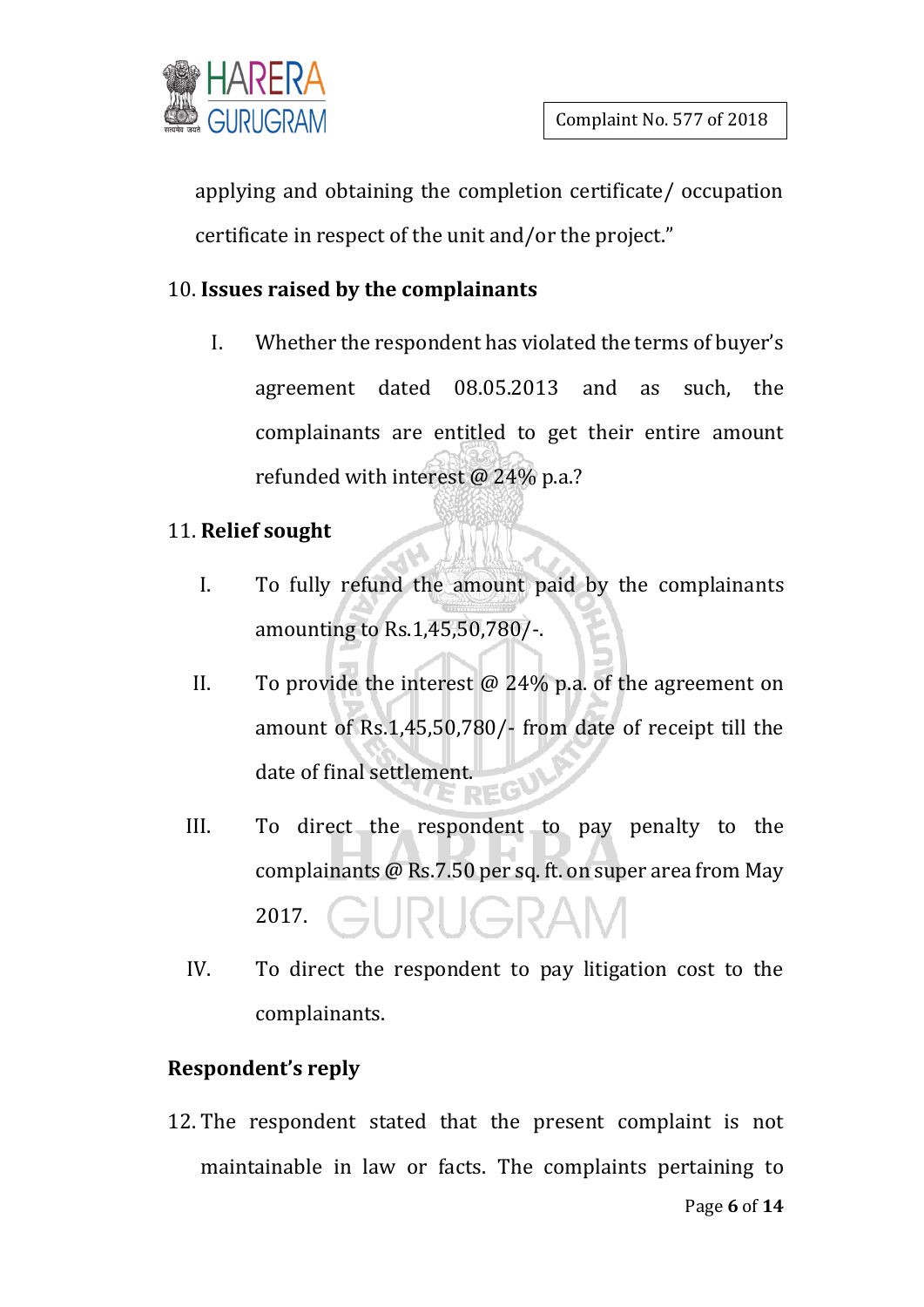applying and obtaining the completion certificate/ occupation certificate in respect of the unit and/or the project."

10. **Issues raised by the complainants**

    I. Whether the respondent has violated the terms of buyer's agreement dated 08.05.2013 and as such, the complainants are entitled to get their entire amount refunded with interest @ 24% p.a.?

11. **Relief sought**

    I. To fully refund the amount paid by the complainants amounting to Rs.1,45,50,780/-.

    II. To provide the interest @ 24% p.a. of the agreement on amount of Rs.1,45,50,780/- from date of receipt till the date of final settlement.

    III. To direct the respondent to pay penalty to the complainants @ Rs.7.50 per sq. ft. on super area from May 2017.

    IV. To direct the respondent to pay litigation cost to the complainants.

**Respondent's reply**

12. The respondent stated that the present complaint is not maintainable in law or facts. The complaints pertaining to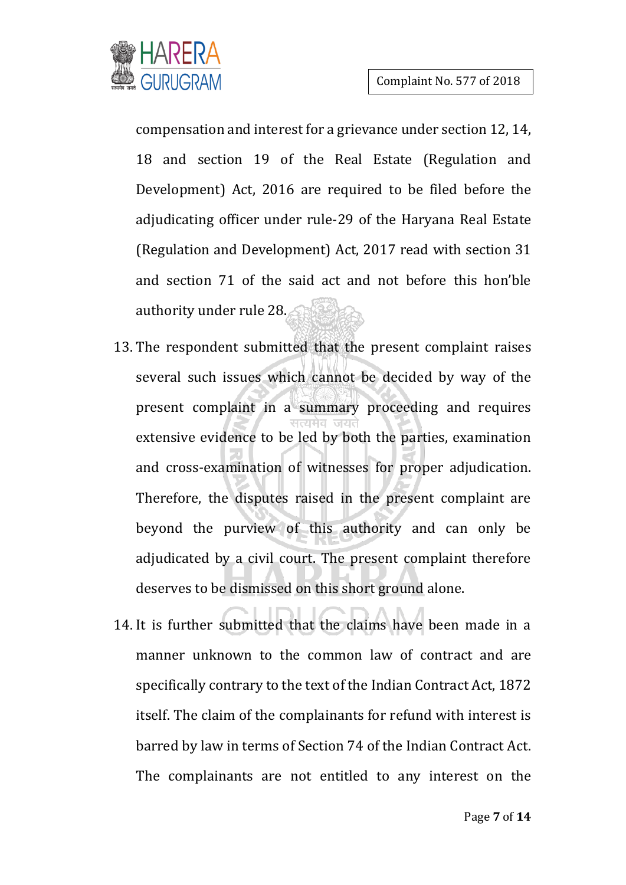compensation and interest for a grievance under section 12, 14, 18 and section 19 of the Real Estate (Regulation and Development) Act, 2016 are required to be filed before the adjudicating officer under rule-29 of the Haryana Real Estate (Regulation and Development) Act, 2017 read with section 31 and section 71 of the said act and not before this hon'ble authority under rule 28.

13. The respondent submitted that the present complaint raises several such issues which cannot be decided by way of the present complaint in a summary proceeding and requires extensive evidence to be led by both the parties, examination and cross-examination of witnesses for proper adjudication. Therefore, the disputes raised in the present complaint are beyond the purview of this authority and can only be adjudicated by a civil court. The present complaint therefore deserves to be dismissed on this short ground alone.

14. It is further submitted that the claims have been made in a manner unknown to the common law of contract and are specifically contrary to the text of the Indian Contract Act, 1872 itself. The claim of the complainants for refund with interest is barred by law in terms of Section 74 of the Indian Contract Act. The complainants are not entitled to any interest on the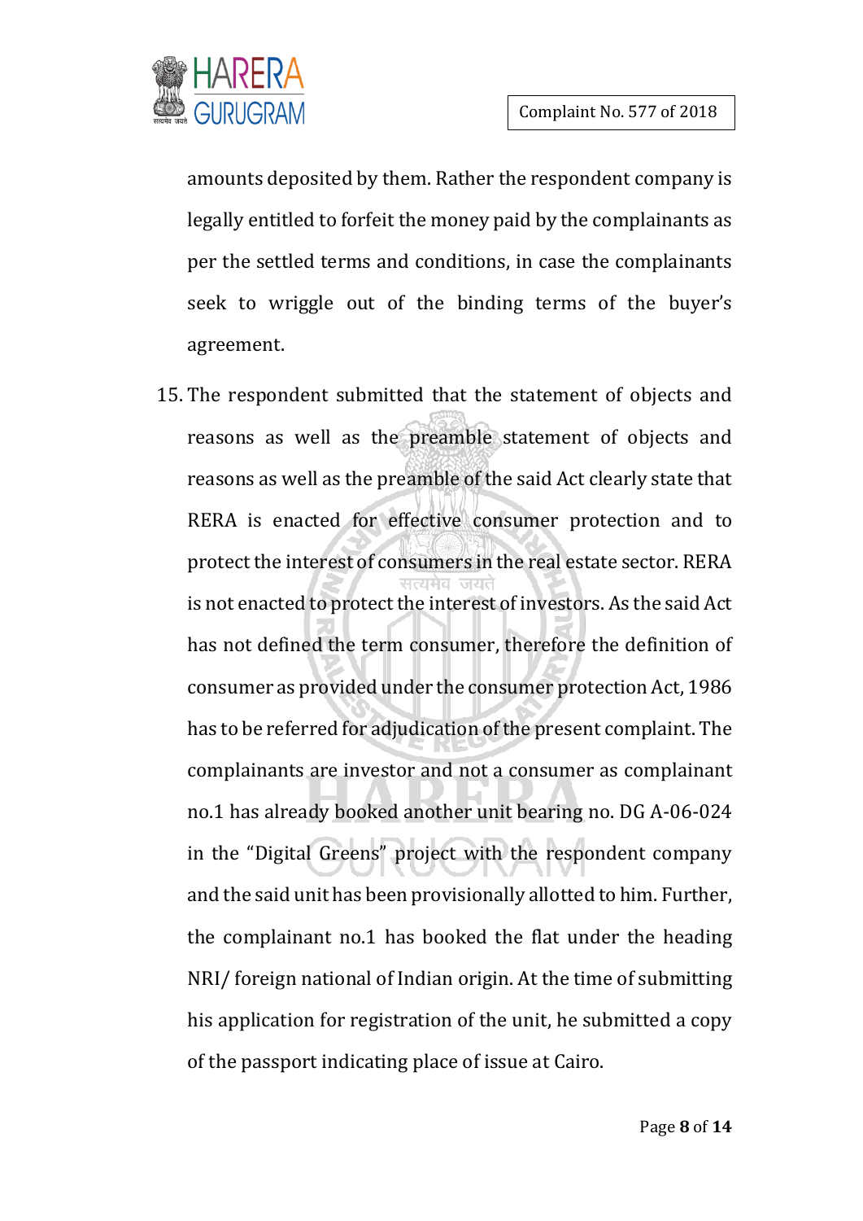amounts deposited by them. Rather the respondent company is legally entitled to forfeit the money paid by the complainants as per the settled terms and conditions, in case the complainants seek to wriggle out of the binding terms of the buyer's agreement.

15. The respondent submitted that the statement of objects and reasons as well as the preamble statement of objects and reasons as well as the preamble of the said Act clearly state that RERA is enacted for effective consumer protection and to protect the interest of consumers in the real estate sector. RERA is not enacted to protect the interest of investors. As the said Act has not defined the term consumer, therefore the definition of consumer as provided under the consumer protection Act, 1986 has to be referred for adjudication of the present complaint. The complainants are investor and not a consumer as complainant no.1 has already booked another unit bearing no. DG A-06-024 in the "Digital Greens" project with the respondent company and the said unit has been provisionally allotted to him. Further, the complainant no.1 has booked the flat under the heading NRI/ foreign national of Indian origin. At the time of submitting his application for registration of the unit, he submitted a copy of the passport indicating place of issue at Cairo.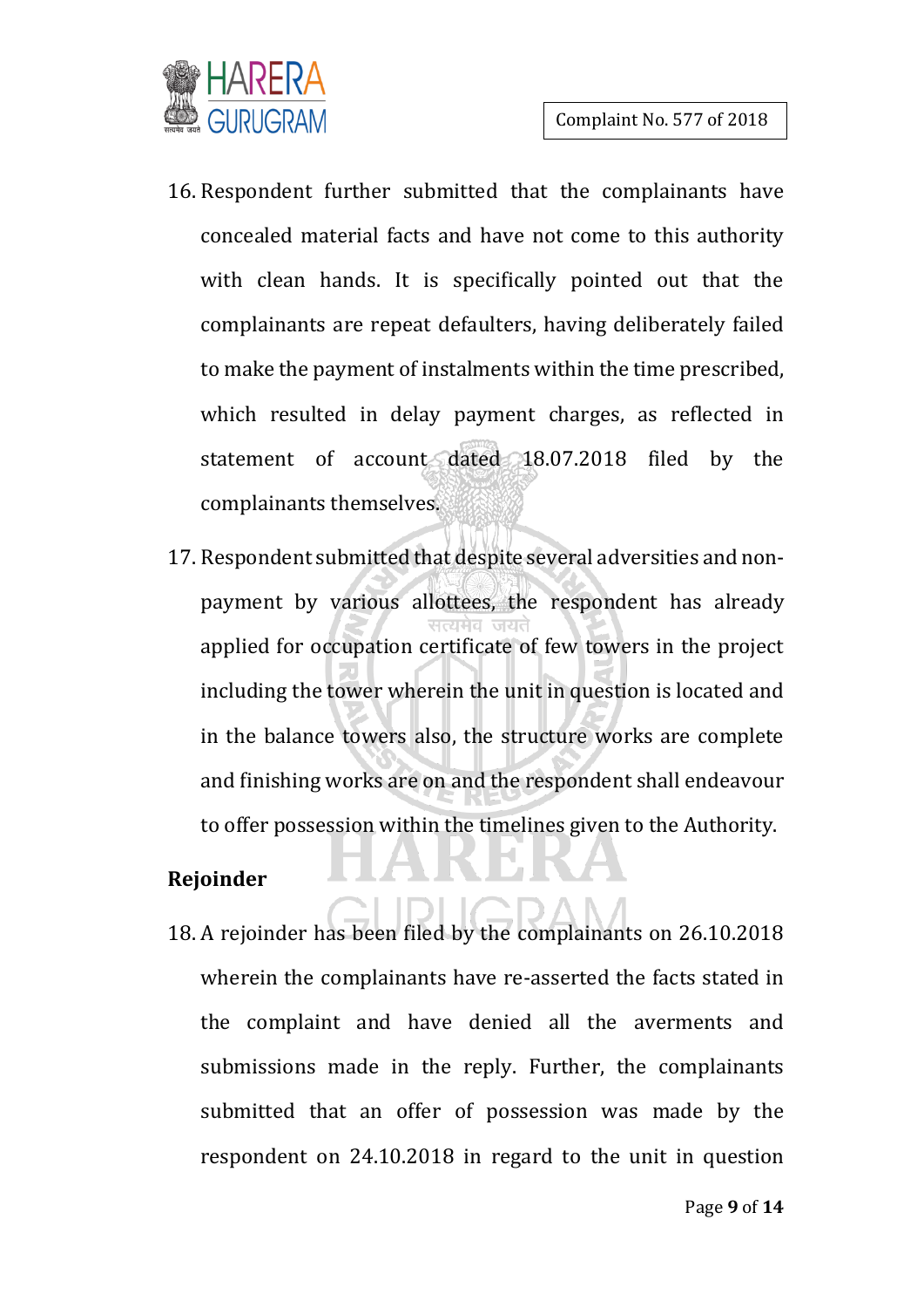16. Respondent further submitted that the complainants have concealed material facts and have not come to this authority with clean hands. It is specifically pointed out that the complainants are repeat defaulters, having deliberately failed to make the payment of instalments within the time prescribed, which resulted in delay payment charges, as reflected in statement of account dated 18.07.2018 filed by the complainants themselves.

17. Respondent submitted that despite several adversities and non-payment by various allottees, the respondent has already applied for occupation certificate of few towers in the project including the tower wherein the unit in question is located and in the balance towers also, the structure works are complete and finishing works are on and the respondent shall endeavour to offer possession within the timelines given to the Authority.

**Rejoinder**

18. A rejoinder has been filed by the complainants on 26.10.2018 wherein the complainants have re-asserted the facts stated in the complaint and have denied all the averments and submissions made in the reply. Further, the complainants submitted that an offer of possession was made by the respondent on 24.10.2018 in regard to the unit in question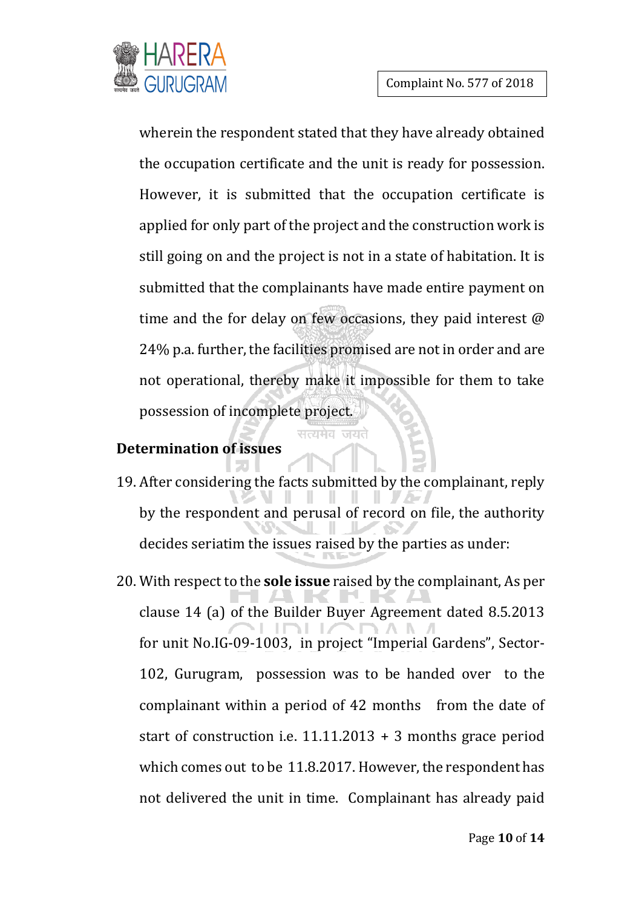wherein the respondent stated that they have already obtained the occupation certificate and the unit is ready for possession. However, it is submitted that the occupation certificate is applied for only part of the project and the construction work is still going on and the project is not in a state of habitation. It is submitted that the complainants have made entire payment on time and the for delay on few occasions, they paid interest @ 24% p.a. further, the facilities promised are not in order and are not operational, thereby make it impossible for them to take possession of incomplete project.

**Determination of issues**

19. After considering the facts submitted by the complainant, reply by the respondent and perusal of record on file, the authority decides seriatim the issues raised by the parties as under:

20. With respect to the **sole issue** raised by the complainant, As per clause 14 (a) of the Builder Buyer Agreement dated 8.5.2013 for unit No.IG-09-1003, in project "Imperial Gardens", Sector-102, Gurugram, possession was to be handed over to the complainant within a period of 42 months from the date of start of construction i.e. 11.11.2013 + 3 months grace period which comes out to be 11.8.2017. However, the respondent has not delivered the unit in time. Complainant has already paid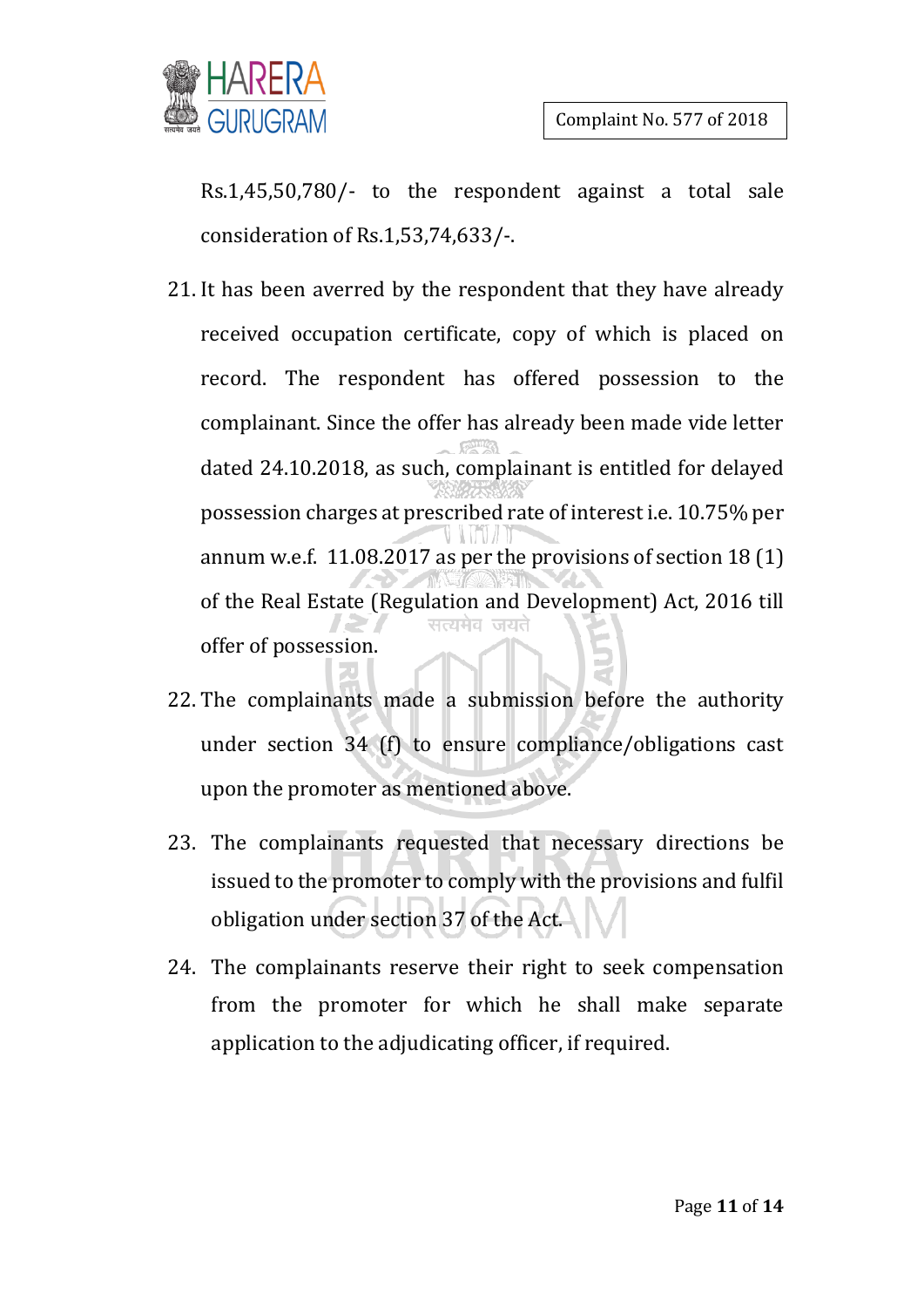Rs.1,45,50,780/- to the respondent against a total sale consideration of Rs.1,53,74,633/-.

21. It has been averred by the respondent that they have already received occupation certificate, copy of which is placed on record. The respondent has offered possession to the complainant. Since the offer has already been made vide letter dated 24.10.2018, as such, complainant is entitled for delayed possession charges at prescribed rate of interest i.e. 10.75% per annum w.e.f. 11.08.2017 as per the provisions of section 18 (1) of the Real Estate (Regulation and Development) Act, 2016 till offer of possession.

22. The complainants made a submission before the authority under section 34 (f) to ensure compliance/obligations cast upon the promoter as mentioned above.

23. The complainants requested that necessary directions be issued to the promoter to comply with the provisions and fulfil obligation under section 37 of the Act.

24. The complainants reserve their right to seek compensation from the promoter for which he shall make separate application to the adjudicating officer, if required.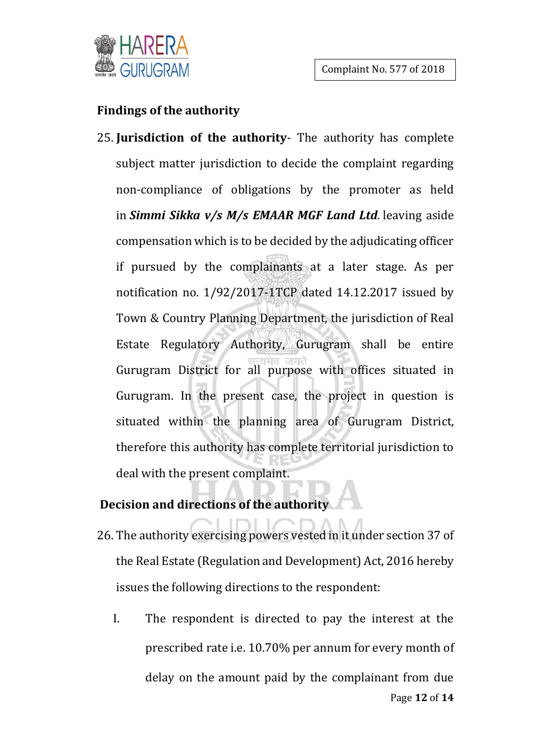**Findings of the authority**

25. **Jurisdiction of the authority**- The authority has complete subject matter jurisdiction to decide the complaint regarding non-compliance of obligations by the promoter as held in ***Simmi Sikka v/s M/s EMAAR MGF Land Ltd.*** leaving aside compensation which is to be decided by the adjudicating officer if pursued by the complainants at a later stage. As per notification no. 1/92/2017-1TCP dated 14.12.2017 issued by Town & Country Planning Department, the jurisdiction of Real Estate Regulatory Authority, Gurugram shall be entire Gurugram District for all purpose with offices situated in Gurugram. In the present case, the project in question is situated within the planning area of Gurugram District, therefore this authority has complete territorial jurisdiction to deal with the present complaint.

**Decision and directions of the authority**

26. The authority exercising powers vested in it under section 37 of the Real Estate (Regulation and Development) Act, 2016 hereby issues the following directions to the respondent:

    I. The respondent is directed to pay the interest at the prescribed rate i.e. 10.70% per annum for every month of delay on the amount paid by the complainant from due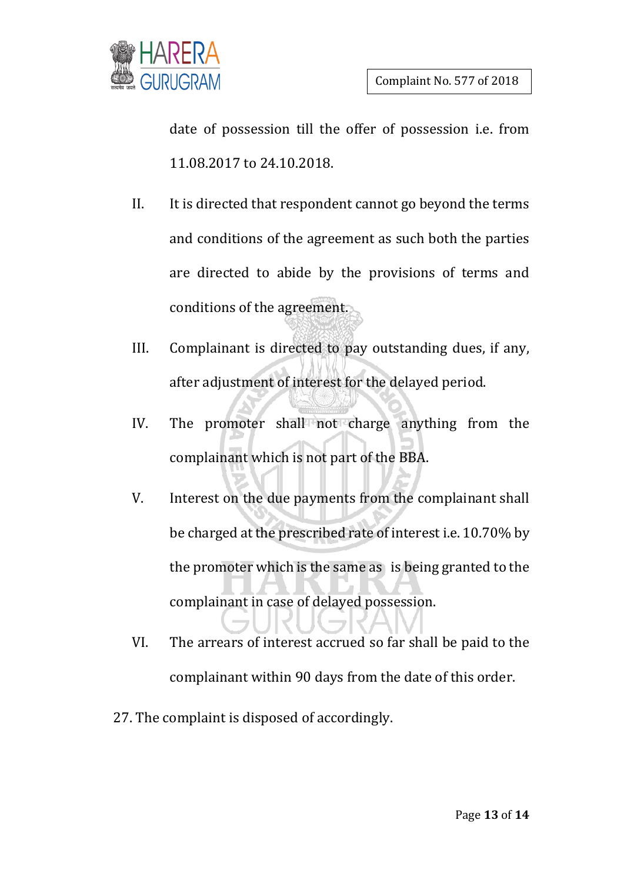date of possession till the offer of possession i.e. from 11.08.2017 to 24.10.2018.

II. It is directed that respondent cannot go beyond the terms and conditions of the agreement as such both the parties are directed to abide by the provisions of terms and conditions of the agreement.

III. Complainant is directed to pay outstanding dues, if any, after adjustment of interest for the delayed period.

IV. The promoter shall not charge anything from the complainant which is not part of the BBA.

V. Interest on the due payments from the complainant shall be charged at the prescribed rate of interest i.e. 10.70% by the promoter which is the same as is being granted to the complainant in case of delayed possession.

VI. The arrears of interest accrued so far shall be paid to the complainant within 90 days from the date of this order.

27. The complaint is disposed of accordingly.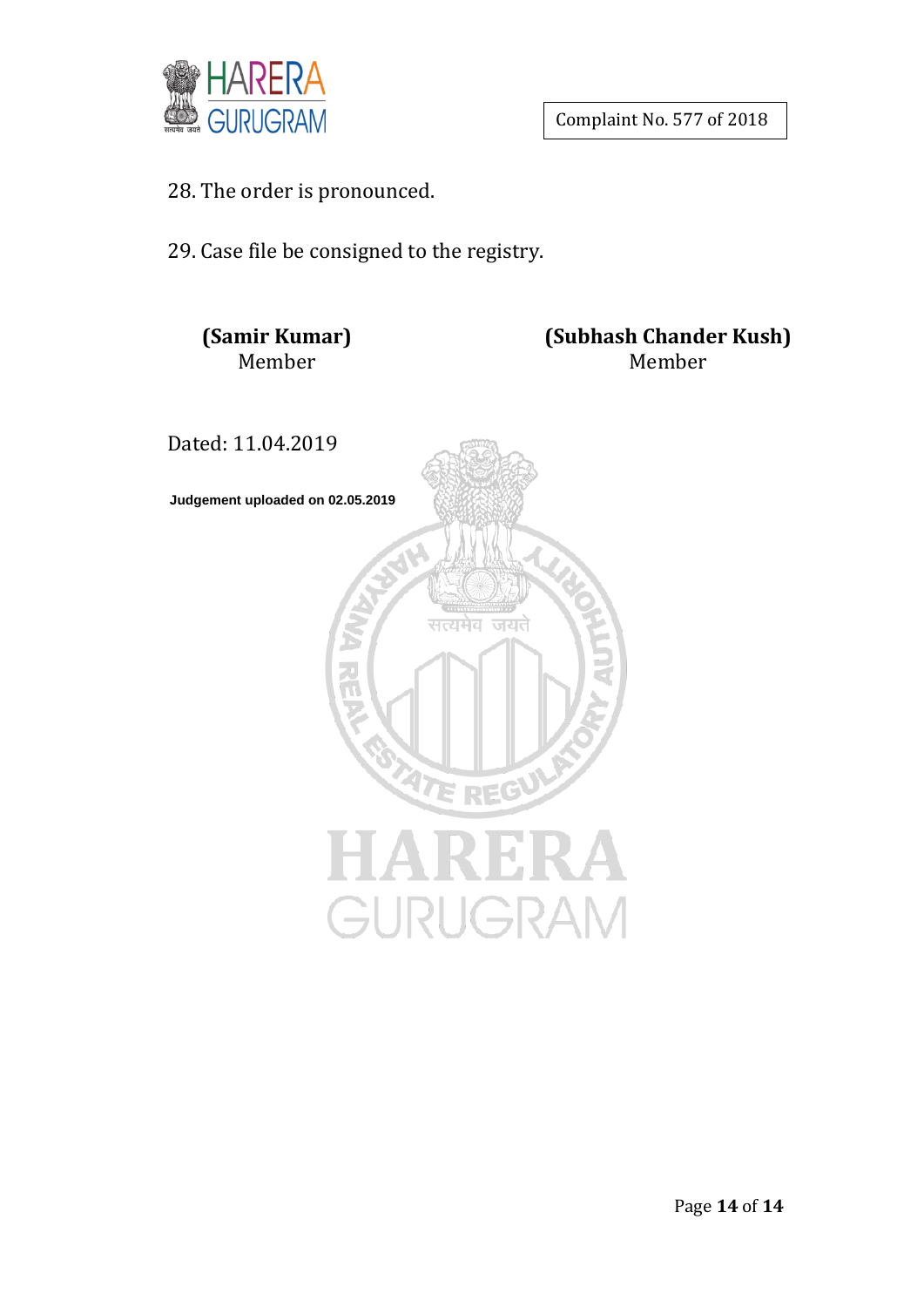28. The order is pronounced.

29. Case file be consigned to the registry.

| | |
|---|---|
| **(Samir Kumar)** | **(Subhash Chander Kush)** |
| Member | Member |

Dated: 11.04.2019

**Judgement uploaded on 02.05.2019**